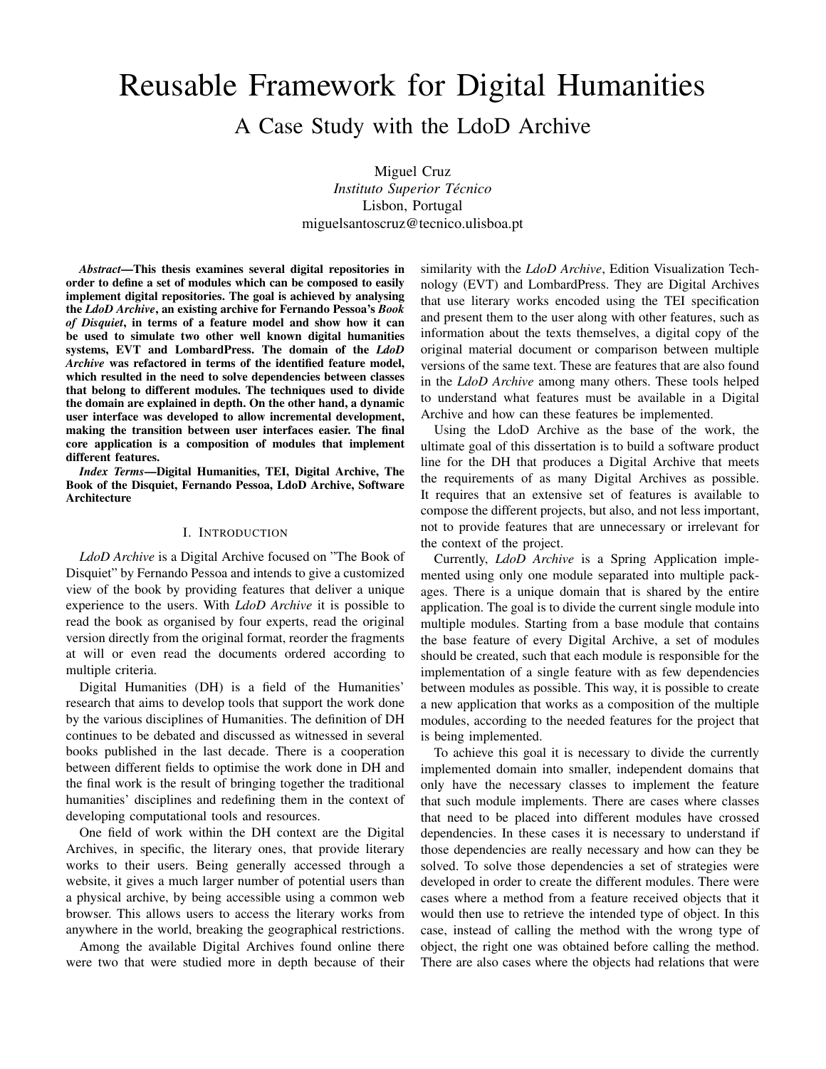# Reusable Framework for Digital Humanities

## A Case Study with the LdoD Archive

Miguel Cruz
*Instituto Superior Técnico*
Lisbon, Portugal
miguelsantoscruz@tecnico.ulisboa.pt

***Abstract*—This thesis examines several digital repositories in order to define a set of modules which can be composed to easily implement digital repositories. The goal is achieved by analysing the *LdoD Archive*, an existing archive for Fernando Pessoa's *Book of Disquiet*, in terms of a feature model and show how it can be used to simulate two other well known digital humanities systems, EVT and LombardPress. The domain of the *LdoD Archive* was refactored in terms of the identified feature model, which resulted in the need to solve dependencies between classes that belong to different modules. The techniques used to divide the domain are explained in depth. On the other hand, a dynamic user interface was developed to allow incremental development, making the transition between user interfaces easier. The final core application is a composition of modules that implement different features.**

***Index Terms*—Digital Humanities, TEI, Digital Archive, The Book of the Disquiet, Fernando Pessoa, LdoD Archive, Software Architecture**

## I. Introduction

*LdoD Archive* is a Digital Archive focused on "The Book of Disquiet" by Fernando Pessoa and intends to give a customized view of the book by providing features that deliver a unique experience to the users. With *LdoD Archive* it is possible to read the book as organised by four experts, read the original version directly from the original format, reorder the fragments at will or even read the documents ordered according to multiple criteria.

Digital Humanities (DH) is a field of the Humanities' research that aims to develop tools that support the work done by the various disciplines of Humanities. The definition of DH continues to be debated and discussed as witnessed in several books published in the last decade. There is a cooperation between different fields to optimise the work done in DH and the final work is the result of bringing together the traditional humanities' disciplines and redefining them in the context of developing computational tools and resources.

One field of work within the DH context are the Digital Archives, in specific, the literary ones, that provide literary works to their users. Being generally accessed through a website, it gives a much larger number of potential users than a physical archive, by being accessible using a common web browser. This allows users to access the literary works from anywhere in the world, breaking the geographical restrictions.

Among the available Digital Archives found online there were two that were studied more in depth because of their similarity with the *LdoD Archive*, Edition Visualization Technology (EVT) and LombardPress. They are Digital Archives that use literary works encoded using the TEI specification and present them to the user along with other features, such as information about the texts themselves, a digital copy of the original material document or comparison between multiple versions of the same text. These are features that are also found in the *LdoD Archive* among many others. These tools helped to understand what features must be available in a Digital Archive and how can these features be implemented.

Using the LdoD Archive as the base of the work, the ultimate goal of this dissertation is to build a software product line for the DH that produces a Digital Archive that meets the requirements of as many Digital Archives as possible. It requires that an extensive set of features is available to compose the different projects, but also, and not less important, not to provide features that are unnecessary or irrelevant for the context of the project.

Currently, *LdoD Archive* is a Spring Application implemented using only one module separated into multiple packages. There is a unique domain that is shared by the entire application. The goal is to divide the current single module into multiple modules. Starting from a base module that contains the base feature of every Digital Archive, a set of modules should be created, such that each module is responsible for the implementation of a single feature with as few dependencies between modules as possible. This way, it is possible to create a new application that works as a composition of the multiple modules, according to the needed features for the project that is being implemented.

To achieve this goal it is necessary to divide the currently implemented domain into smaller, independent domains that only have the necessary classes to implement the feature that such module implements. There are cases where classes that need to be placed into different modules have crossed dependencies. In these cases it is necessary to understand if those dependencies are really necessary and how can they be solved. To solve those dependencies a set of strategies were developed in order to create the different modules. There were cases where a method from a feature received objects that it would then use to retrieve the intended type of object. In this case, instead of calling the method with the wrong type of object, the right one was obtained before calling the method. There are also cases where the objects had relations that were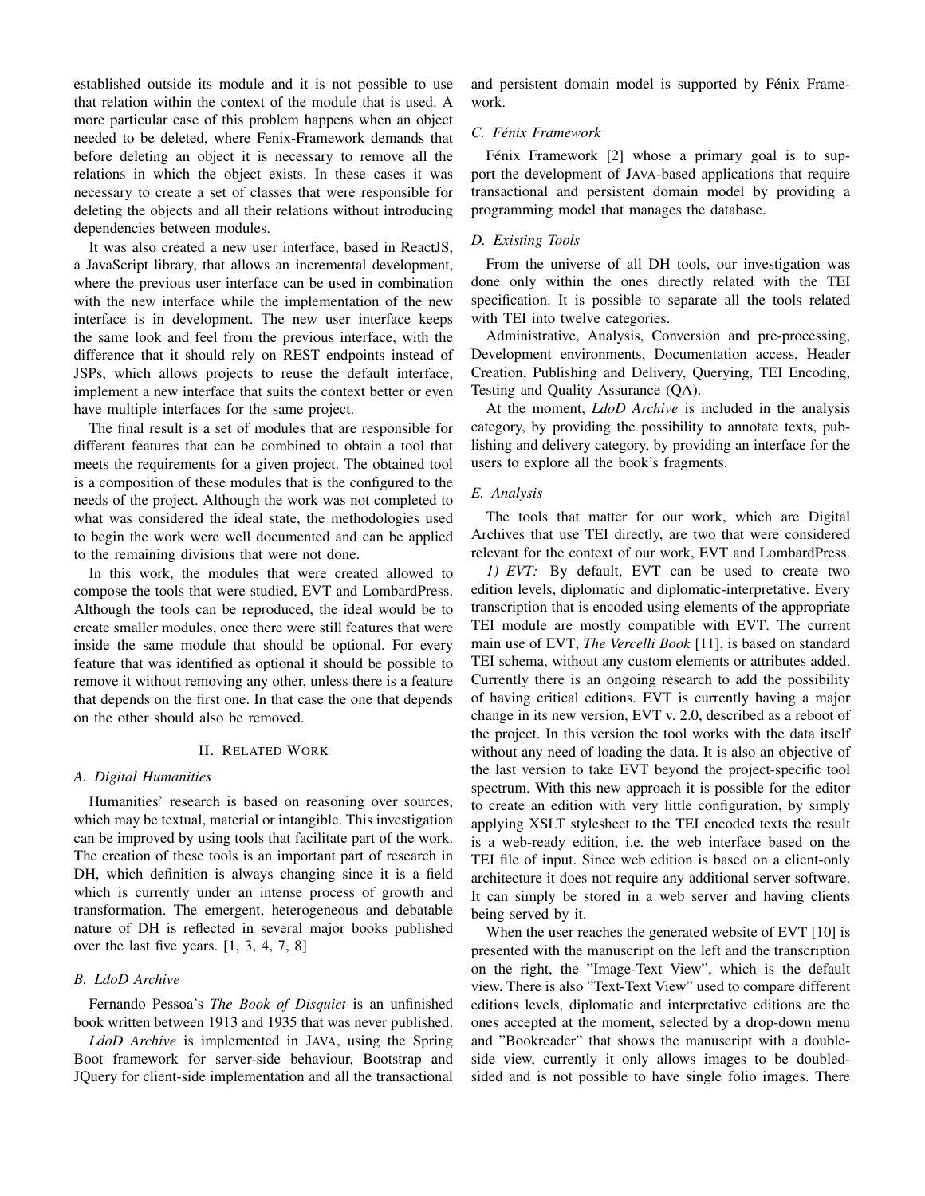established outside its module and it is not possible to use that relation within the context of the module that is used. A more particular case of this problem happens when an object needed to be deleted, where Fenix-Framework demands that before deleting an object it is necessary to remove all the relations in which the object exists. In these cases it was necessary to create a set of classes that were responsible for deleting the objects and all their relations without introducing dependencies between modules.

It was also created a new user interface, based in ReactJS, a JavaScript library, that allows an incremental development, where the previous user interface can be used in combination with the new interface while the implementation of the new interface is in development. The new user interface keeps the same look and feel from the previous interface, with the difference that it should rely on REST endpoints instead of JSPs, which allows projects to reuse the default interface, implement a new interface that suits the context better or even have multiple interfaces for the same project.

The final result is a set of modules that are responsible for different features that can be combined to obtain a tool that meets the requirements for a given project. The obtained tool is a composition of these modules that is the configured to the needs of the project. Although the work was not completed to what was considered the ideal state, the methodologies used to begin the work were well documented and can be applied to the remaining divisions that were not done.

In this work, the modules that were created allowed to compose the tools that were studied, EVT and LombardPress. Although the tools can be reproduced, the ideal would be to create smaller modules, once there were still features that were inside the same module that should be optional. For every feature that was identified as optional it should be possible to remove it without removing any other, unless there is a feature that depends on the first one. In that case the one that depends on the other should also be removed.

## II. Related Work

### A. Digital Humanities

Humanities' research is based on reasoning over sources, which may be textual, material or intangible. This investigation can be improved by using tools that facilitate part of the work. The creation of these tools is an important part of research in DH, which definition is always changing since it is a field which is currently under an intense process of growth and transformation. The emergent, heterogeneous and debatable nature of DH is reflected in several major books published over the last five years. [1, 3, 4, 7, 8]

### B. LdoD Archive

Fernando Pessoa's *The Book of Disquiet* is an unfinished book written between 1913 and 1935 that was never published.

*LdoD Archive* is implemented in JAVA, using the Spring Boot framework for server-side behaviour, Bootstrap and JQuery for client-side implementation and all the transactional and persistent domain model is supported by Fénix Framework.

### C. Fénix Framework

Fénix Framework [2] whose a primary goal is to support the development of JAVA-based applications that require transactional and persistent domain model by providing a programming model that manages the database.

### D. Existing Tools

From the universe of all DH tools, our investigation was done only within the ones directly related with the TEI specification. It is possible to separate all the tools related with TEI into twelve categories.

Administrative, Analysis, Conversion and pre-processing, Development environments, Documentation access, Header Creation, Publishing and Delivery, Querying, TEI Encoding, Testing and Quality Assurance (QA).

At the moment, *LdoD Archive* is included in the analysis category, by providing the possibility to annotate texts, publishing and delivery category, by providing an interface for the users to explore all the book's fragments.

### E. Analysis

The tools that matter for our work, which are Digital Archives that use TEI directly, are two that were considered relevant for the context of our work, EVT and LombardPress.

*1) EVT:* By default, EVT can be used to create two edition levels, diplomatic and diplomatic-interpretative. Every transcription that is encoded using elements of the appropriate TEI module are mostly compatible with EVT. The current main use of EVT, *The Vercelli Book* [11], is based on standard TEI schema, without any custom elements or attributes added. Currently there is an ongoing research to add the possibility of having critical editions. EVT is currently having a major change in its new version, EVT v. 2.0, described as a reboot of the project. In this version the tool works with the data itself without any need of loading the data. It is also an objective of the last version to take EVT beyond the project-specific tool spectrum. With this new approach it is possible for the editor to create an edition with very little configuration, by simply applying XSLT stylesheet to the TEI encoded texts the result is a web-ready edition, i.e. the web interface based on the TEI file of input. Since web edition is based on a client-only architecture it does not require any additional server software. It can simply be stored in a web server and having clients being served by it.

When the user reaches the generated website of EVT [10] is presented with the manuscript on the left and the transcription on the right, the "Image-Text View", which is the default view. There is also "Text-Text View" used to compare different editions levels, diplomatic and interpretative editions are the ones accepted at the moment, selected by a drop-down menu and "Bookreader" that shows the manuscript with a double-side view, currently it only allows images to be doubled-sided and is not possible to have single folio images. There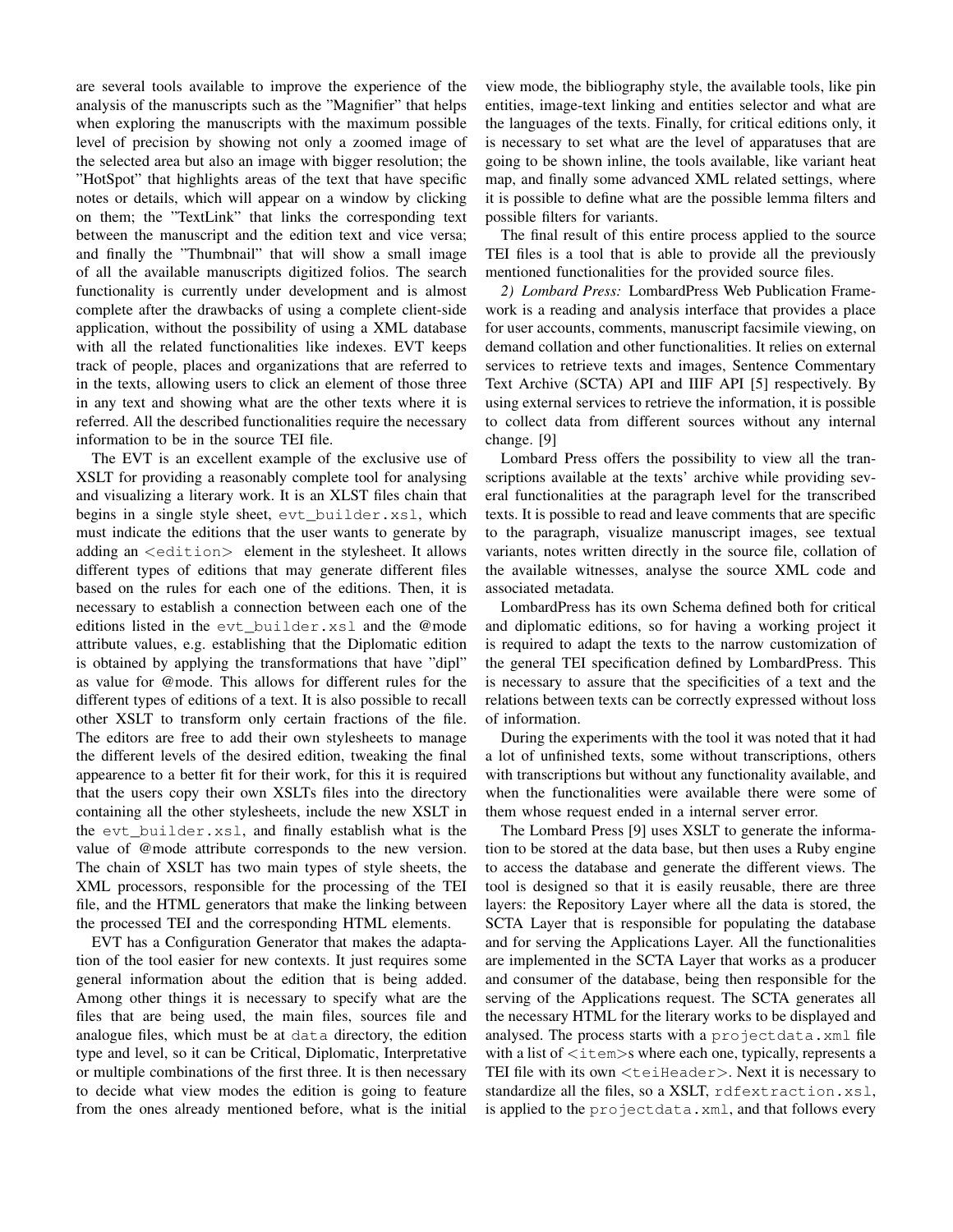are several tools available to improve the experience of the analysis of the manuscripts such as the "Magnifier" that helps when exploring the manuscripts with the maximum possible level of precision by showing not only a zoomed image of the selected area but also an image with bigger resolution; the "HotSpot" that highlights areas of the text that have specific notes or details, which will appear on a window by clicking on them; the "TextLink" that links the corresponding text between the manuscript and the edition text and vice versa; and finally the "Thumbnail" that will show a small image of all the available manuscripts digitized folios. The search functionality is currently under development and is almost complete after the drawbacks of using a complete client-side application, without the possibility of using a XML database with all the related functionalities like indexes. EVT keeps track of people, places and organizations that are referred to in the texts, allowing users to click an element of those three in any text and showing what are the other texts where it is referred. All the described functionalities require the necessary information to be in the source TEI file.

The EVT is an excellent example of the exclusive use of XSLT for providing a reasonably complete tool for analysing and visualizing a literary work. It is an XLST files chain that begins in a single style sheet, `evt_builder.xsl`, which must indicate the editions that the user wants to generate by adding an `<edition>` element in the stylesheet. It allows different types of editions that may generate different files based on the rules for each one of the editions. Then, it is necessary to establish a connection between each one of the editions listed in the `evt_builder.xsl` and the @mode attribute values, e.g. establishing that the Diplomatic edition is obtained by applying the transformations that have "dipl" as value for @mode. This allows for different rules for the different types of editions of a text. It is also possible to recall other XSLT to transform only certain fractions of the file. The editors are free to add their own stylesheets to manage the different levels of the desired edition, tweaking the final appearence to a better fit for their work, for this it is required that the users copy their own XSLTs files into the directory containing all the other stylesheets, include the new XSLT in the `evt_builder.xsl`, and finally establish what is the value of @mode attribute corresponds to the new version. The chain of XSLT has two main types of style sheets, the XML processors, responsible for the processing of the TEI file, and the HTML generators that make the linking between the processed TEI and the corresponding HTML elements.

EVT has a Configuration Generator that makes the adaptation of the tool easier for new contexts. It just requires some general information about the edition that is being added. Among other things it is necessary to specify what are the files that are being used, the main files, sources file and analogue files, which must be at `data` directory, the edition type and level, so it can be Critical, Diplomatic, Interpretative or multiple combinations of the first three. It is then necessary to decide what view modes the edition is going to feature from the ones already mentioned before, what is the initial view mode, the bibliography style, the available tools, like pin entities, image-text linking and entities selector and what are the languages of the texts. Finally, for critical editions only, it is necessary to set what are the level of apparatuses that are going to be shown inline, the tools available, like variant heat map, and finally some advanced XML related settings, where it is possible to define what are the possible lemma filters and possible filters for variants.

The final result of this entire process applied to the source TEI files is a tool that is able to provide all the previously mentioned functionalities for the provided source files.

*2) Lombard Press:* LombardPress Web Publication Framework is a reading and analysis interface that provides a place for user accounts, comments, manuscript facsimile viewing, on demand collation and other functionalities. It relies on external services to retrieve texts and images, Sentence Commentary Text Archive (SCTA) API and IIIF API [5] respectively. By using external services to retrieve the information, it is possible to collect data from different sources without any internal change. [9]

Lombard Press offers the possibility to view all the transcriptions available at the texts' archive while providing several functionalities at the paragraph level for the transcribed texts. It is possible to read and leave comments that are specific to the paragraph, visualize manuscript images, see textual variants, notes written directly in the source file, collation of the available witnesses, analyse the source XML code and associated metadata.

LombardPress has its own Schema defined both for critical and diplomatic editions, so for having a working project it is required to adapt the texts to the narrow customization of the general TEI specification defined by LombardPress. This is necessary to assure that the specificities of a text and the relations between texts can be correctly expressed without loss of information.

During the experiments with the tool it was noted that it had a lot of unfinished texts, some without transcriptions, others with transcriptions but without any functionality available, and when the functionalities were available there were some of them whose request ended in a internal server error.

The Lombard Press [9] uses XSLT to generate the information to be stored at the data base, but then uses a Ruby engine to access the database and generate the different views. The tool is designed so that it is easily reusable, there are three layers: the Repository Layer where all the data is stored, the SCTA Layer that is responsible for populating the database and for serving the Applications Layer. All the functionalities are implemented in the SCTA Layer that works as a producer and consumer of the database, being then responsible for the serving of the Applications request. The SCTA generates all the necessary HTML for the literary works to be displayed and analysed. The process starts with a `projectdata.xml` file with a list of `<item>`s where each one, typically, represents a TEI file with its own `<teiHeader>`. Next it is necessary to standardize all the files, so a XSLT, `rdfextraction.xsl`, is applied to the `projectdata.xml`, and that follows every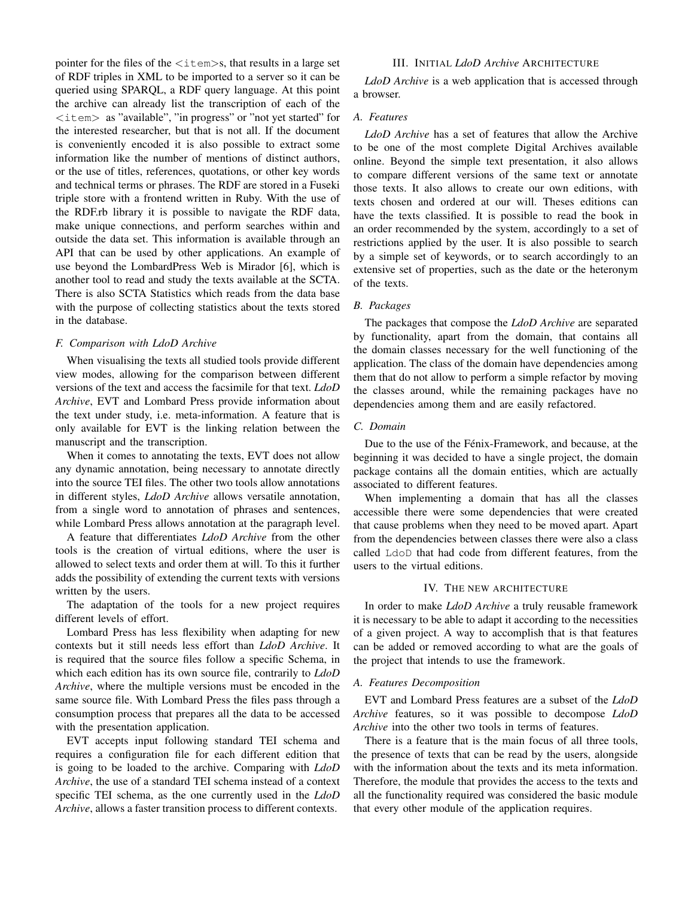pointer for the files of the <item>s, that results in a large set of RDF triples in XML to be imported to a server so it can be queried using SPARQL, a RDF query language. At this point the archive can already list the transcription of each of the <item> as "available", "in progress" or "not yet started" for the interested researcher, but that is not all. If the document is conveniently encoded it is also possible to extract some information like the number of mentions of distinct authors, or the use of titles, references, quotations, or other key words and technical terms or phrases. The RDF are stored in a Fuseki triple store with a frontend written in Ruby. With the use of the RDF.rb library it is possible to navigate the RDF data, make unique connections, and perform searches within and outside the data set. This information is available through an API that can be used by other applications. An example of use beyond the LombardPress Web is Mirador [6], which is another tool to read and study the texts available at the SCTA. There is also SCTA Statistics which reads from the data base with the purpose of collecting statistics about the texts stored in the database.

### F. Comparison with LdoD Archive

When visualising the texts all studied tools provide different view modes, allowing for the comparison between different versions of the text and access the facsimile for that text. *LdoD Archive*, EVT and Lombard Press provide information about the text under study, i.e. meta-information. A feature that is only available for EVT is the linking relation between the manuscript and the transcription.

When it comes to annotating the texts, EVT does not allow any dynamic annotation, being necessary to annotate directly into the source TEI files. The other two tools allow annotations in different styles, *LdoD Archive* allows versatile annotation, from a single word to annotation of phrases and sentences, while Lombard Press allows annotation at the paragraph level.

A feature that differentiates *LdoD Archive* from the other tools is the creation of virtual editions, where the user is allowed to select texts and order them at will. To this it further adds the possibility of extending the current texts with versions written by the users.

The adaptation of the tools for a new project requires different levels of effort.

Lombard Press has less flexibility when adapting for new contexts but it still needs less effort than *LdoD Archive*. It is required that the source files follow a specific Schema, in which each edition has its own source file, contrarily to *LdoD Archive*, where the multiple versions must be encoded in the same source file. With Lombard Press the files pass through a consumption process that prepares all the data to be accessed with the presentation application.

EVT accepts input following standard TEI schema and requires a configuration file for each different edition that is going to be loaded to the archive. Comparing with *LdoD Archive*, the use of a standard TEI schema instead of a context specific TEI schema, as the one currently used in the *LdoD Archive*, allows a faster transition process to different contexts.

## III. Initial *LdoD Archive* Architecture

*LdoD Archive* is a web application that is accessed through a browser.

### A. Features

*LdoD Archive* has a set of features that allow the Archive to be one of the most complete Digital Archives available online. Beyond the simple text presentation, it also allows to compare different versions of the same text or annotate those texts. It also allows to create our own editions, with texts chosen and ordered at our will. Theses editions can have the texts classified. It is possible to read the book in an order recommended by the system, accordingly to a set of restrictions applied by the user. It is also possible to search by a simple set of keywords, or to search accordingly to an extensive set of properties, such as the date or the heteronym of the texts.

### B. Packages

The packages that compose the *LdoD Archive* are separated by functionality, apart from the domain, that contains all the domain classes necessary for the well functioning of the application. The class of the domain have dependencies among them that do not allow to perform a simple refactor by moving the classes around, while the remaining packages have no dependencies among them and are easily refactored.

### C. Domain

Due to the use of the Fénix-Framework, and because, at the beginning it was decided to have a single project, the domain package contains all the domain entities, which are actually associated to different features.

When implementing a domain that has all the classes accessible there were some dependencies that were created that cause problems when they need to be moved apart. Apart from the dependencies between classes there were also a class called `LdoD` that had code from different features, from the users to the virtual editions.

## IV. The new architecture

In order to make *LdoD Archive* a truly reusable framework it is necessary to be able to adapt it according to the necessities of a given project. A way to accomplish that is that features can be added or removed according to what are the goals of the project that intends to use the framework.

### A. Features Decomposition

EVT and Lombard Press features are a subset of the *LdoD Archive* features, so it was possible to decompose *LdoD Archive* into the other two tools in terms of features.

There is a feature that is the main focus of all three tools, the presence of texts that can be read by the users, alongside with the information about the texts and its meta information. Therefore, the module that provides the access to the texts and all the functionality required was considered the basic module that every other module of the application requires.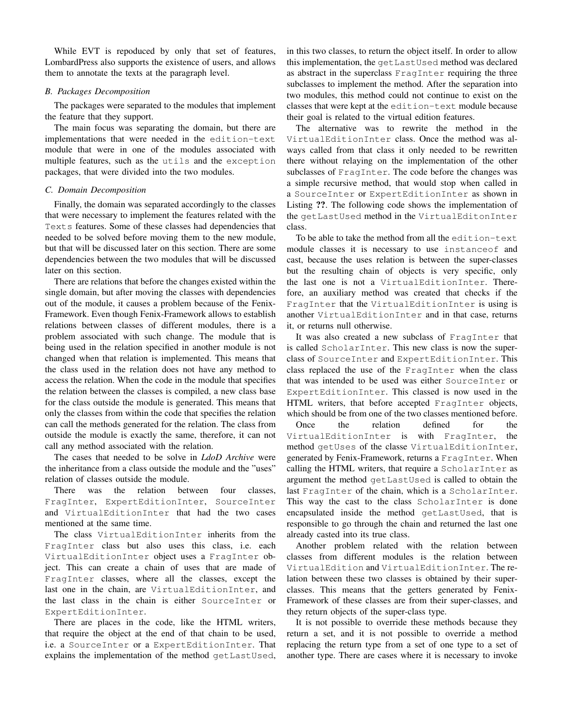While EVT is repoduced by only that set of features, LombardPress also supports the existence of users, and allows them to annotate the texts at the paragraph level.

### B. Packages Decomposition

The packages were separated to the modules that implement the feature that they support.

The main focus was separating the domain, but there are implementations that were needed in the `edition-text` module that were in one of the modules associated with multiple features, such as the `utils` and the `exception` packages, that were divided into the two modules.

### C. Domain Decomposition

Finally, the domain was separated accordingly to the classes that were necessary to implement the features related with the `Texts` features. Some of these classes had dependencies that needed to be solved before moving them to the new module, but that will be discussed later on this section. There are some dependencies between the two modules that will be discussed later on this section.

There are relations that before the changes existed within the single domain, but after moving the classes with dependencies out of the module, it causes a problem because of the Fenix-Framework. Even though Fenix-Framework allows to establish relations between classes of different modules, there is a problem associated with such change. The module that is being used in the relation specified in another module is not changed when that relation is implemented. This means that the class used in the relation does not have any method to access the relation. When the code in the module that specifies the relation between the classes is compiled, a new class base for the class outside the module is generated. This means that only the classes from within the code that specifies the relation can call the methods generated for the relation. The class from outside the module is exactly the same, therefore, it can not call any method associated with the relation.

The cases that needed to be solve in *LdoD Archive* were the inheritance from a class outside the module and the "uses" relation of classes outside the module.

There was the relation between four classes, `FragInter`, `ExpertEditionInter`, `SourceInter` and `VirtualEditionInter` that had the two cases mentioned at the same time.

The class `VirtualEditionInter` inherits from the `FragInter` class but also uses this class, i.e. each `VirtualEditionInter` object uses a `FragInter` object. This can create a chain of uses that are made of `FragInter` classes, where all the classes, except the last one in the chain, are `VirtualEditionInter`, and the last class in the chain is either `SourceInter` or `ExpertEditionInter`.

There are places in the code, like the HTML writers, that require the object at the end of that chain to be used, i.e. a `SourceInter` or a `ExpertEditionInter`. That explains the implementation of the method `getLastUsed`, in this two classes, to return the object itself. In order to allow this implementation, the `getLastUsed` method was declared as abstract in the superclass `FragInter` requiring the three subclasses to implement the method. After the separation into two modules, this method could not continue to exist on the classes that were kept at the `edition-text` module because their goal is related to the virtual edition features.

The alternative was to rewrite the method in the `VirtualEditionInter` class. Once the method was always called from that class it only needed to be rewritten there without relaying on the implementation of the other subclasses of `FragInter`. The code before the changes was a simple recursive method, that would stop when called in a `SourceInter` or `ExpertEditionInter` as shown in Listing **??**. The following code shows the implementation of the `getLastUsed` method in the `VirtualEditonInter` class.

To be able to take the method from all the `edition-text` module classes it is necessary to use `instanceof` and cast, because the uses relation is between the super-classes but the resulting chain of objects is very specific, only the last one is not a `VirtualEditionInter`. Therefore, an auxiliary method was created that checks if the `FragInter` that the `VirtualEditionInter` is using is another `VirtualEditionInter` and in that case, returns it, or returns null otherwise.

It was also created a new subclass of `FragInter` that is called `ScholarInter`. This new class is now the superclass of `SourceInter` and `ExpertEditionInter`. This class replaced the use of the `FragInter` when the class that was intended to be used was either `SourceInter` or `ExpertEditionInter`. This classed is now used in the HTML writers, that before accepted `FragInter` objects, which should be from one of the two classes mentioned before.

Once the relation defined for the `VirtualEditionInter` is with `FragInter`, the method `getUses` of the classe `VirtualEditionInter`, generated by Fenix-Framework, returns a `FragInter`. When calling the HTML writers, that require a `ScholarInter` as argument the method `getLastUsed` is called to obtain the last `FragInter` of the chain, which is a `ScholarInter`. This way the cast to the class `ScholarInter` is done encapsulated inside the method `getLastUsed`, that is responsible to go through the chain and returned the last one already casted into its true class.

Another problem related with the relation between classes from different modules is the relation between `VirtualEdition` and `VirtualEditionInter`. The relation between these two classes is obtained by their superclasses. This means that the getters generated by Fenix-Framework of these classes are from their super-classes, and they return objects of the super-class type.

It is not possible to override these methods because they return a set, and it is not possible to override a method replacing the return type from a set of one type to a set of another type. There are cases where it is necessary to invoke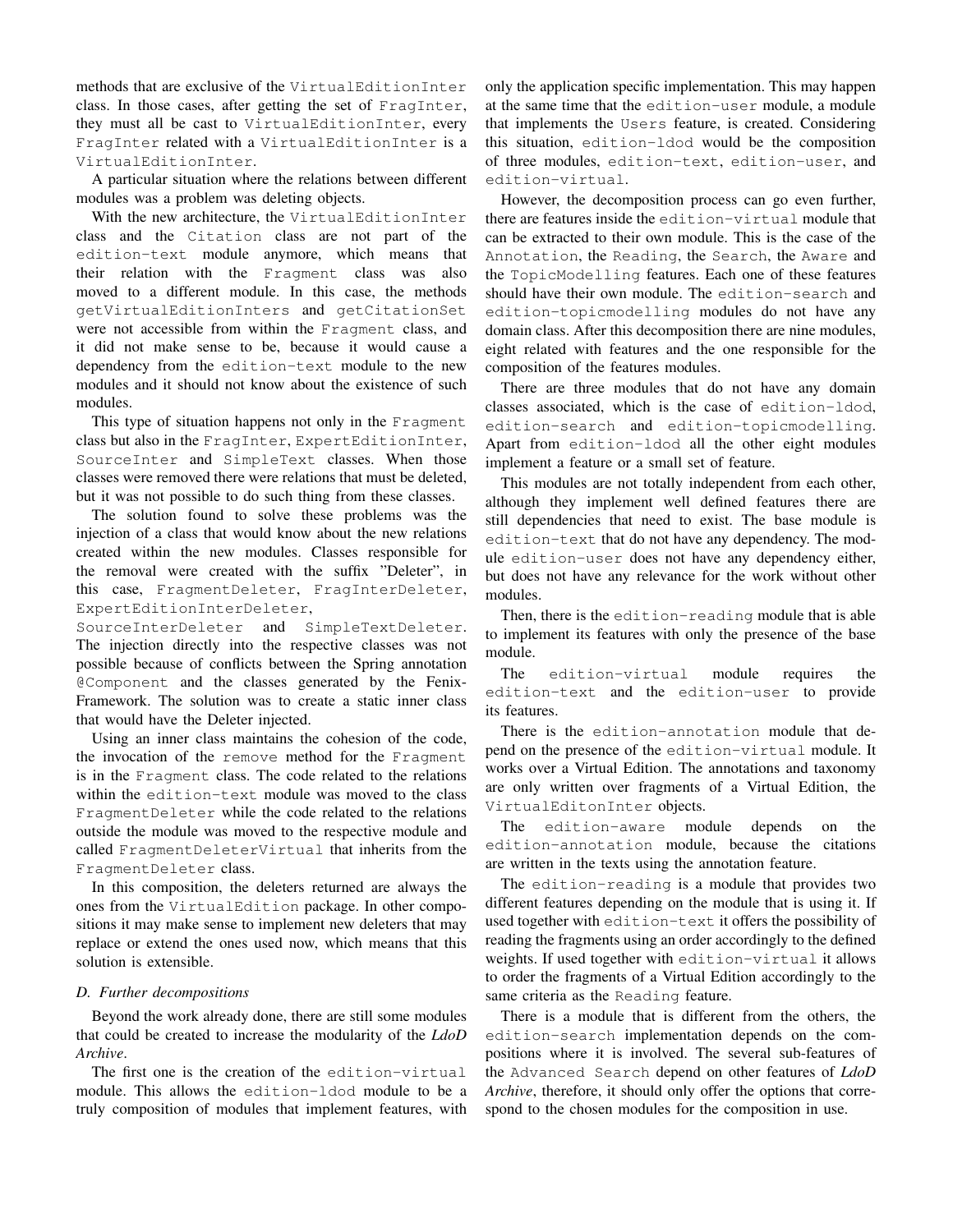methods that are exclusive of the VirtualEditionInter class. In those cases, after getting the set of FragInter, they must all be cast to VirtualEditionInter, every FragInter related with a VirtualEditionInter is a VirtualEditionInter.

A particular situation where the relations between different modules was a problem was deleting objects.

With the new architecture, the VirtualEditionInter class and the Citation class are not part of the edition-text module anymore, which means that their relation with the Fragment class was also moved to a different module. In this case, the methods getVirtualEditionInters and getCitationSet were not accessible from within the Fragment class, and it did not make sense to be, because it would cause a dependency from the edition-text module to the new modules and it should not know about the existence of such modules.

This type of situation happens not only in the Fragment class but also in the FragInter, ExpertEditionInter, SourceInter and SimpleText classes. When those classes were removed there were relations that must be deleted, but it was not possible to do such thing from these classes.

The solution found to solve these problems was the injection of a class that would know about the new relations created within the new modules. Classes responsible for the removal were created with the suffix "Deleter", in this case, FragmentDeleter, FragInterDeleter, ExpertEditionInterDeleter, SourceInterDeleter and SimpleTextDeleter. The injection directly into the respective classes was not possible because of conflicts between the Spring annotation @Component and the classes generated by the Fenix-Framework. The solution was to create a static inner class that would have the Deleter injected.

Using an inner class maintains the cohesion of the code, the invocation of the remove method for the Fragment is in the Fragment class. The code related to the relations within the edition-text module was moved to the class FragmentDeleter while the code related to the relations outside the module was moved to the respective module and called FragmentDeleterVirtual that inherits from the FragmentDeleter class.

In this composition, the deleters returned are always the ones from the VirtualEdition package. In other compositions it may make sense to implement new deleters that may replace or extend the ones used now, which means that this solution is extensible.

### D. Further decompositions

Beyond the work already done, there are still some modules that could be created to increase the modularity of the *LdoD Archive*.

The first one is the creation of the edition-virtual module. This allows the edition-ldod module to be a truly composition of modules that implement features, with only the application specific implementation. This may happen at the same time that the edition-user module, a module that implements the Users feature, is created. Considering this situation, edition-ldod would be the composition of three modules, edition-text, edition-user, and edition-virtual.

However, the decomposition process can go even further, there are features inside the edition-virtual module that can be extracted to their own module. This is the case of the Annotation, the Reading, the Search, the Aware and the TopicModelling features. Each one of these features should have their own module. The edition-search and edition-topicmodelling modules do not have any domain class. After this decomposition there are nine modules, eight related with features and the one responsible for the composition of the features modules.

There are three modules that do not have any domain classes associated, which is the case of edition-ldod, edition-search and edition-topicmodelling. Apart from edition-ldod all the other eight modules implement a feature or a small set of feature.

This modules are not totally independent from each other, although they implement well defined features there are still dependencies that need to exist. The base module is edition-text that do not have any dependency. The module edition-user does not have any dependency either, but does not have any relevance for the work without other modules.

Then, there is the edition-reading module that is able to implement its features with only the presence of the base module.

The edition-virtual module requires the edition-text and the edition-user to provide its features.

There is the edition-annotation module that depend on the presence of the edition-virtual module. It works over a Virtual Edition. The annotations and taxonomy are only written over fragments of a Virtual Edition, the VirtualEditonInter objects.

The edition-aware module depends on the edition-annotation module, because the citations are written in the texts using the annotation feature.

The edition-reading is a module that provides two different features depending on the module that is using it. If used together with edition-text it offers the possibility of reading the fragments using an order accordingly to the defined weights. If used together with edition-virtual it allows to order the fragments of a Virtual Edition accordingly to the same criteria as the Reading feature.

There is a module that is different from the others, the edition-search implementation depends on the compositions where it is involved. The several sub-features of the Advanced Search depend on other features of *LdoD Archive*, therefore, it should only offer the options that correspond to the chosen modules for the composition in use.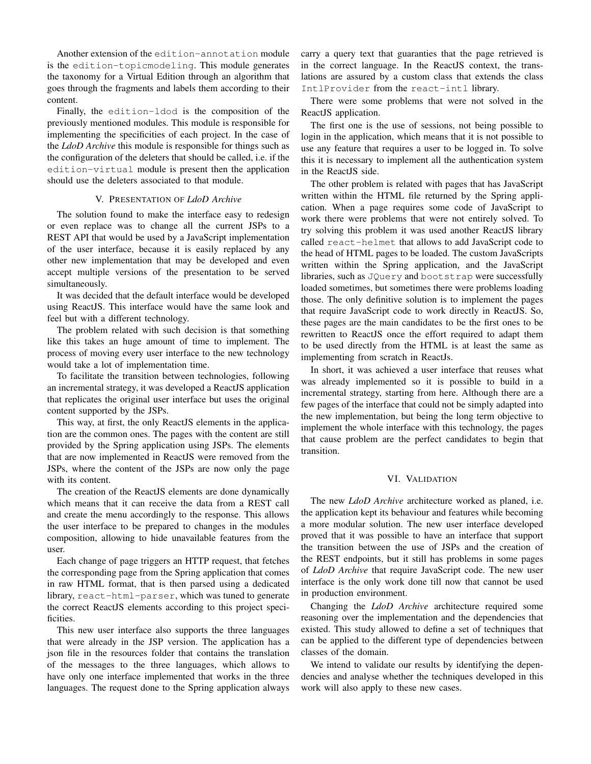Another extension of the `edition-annotation` module is the `edition-topicmodeling`. This module generates the taxonomy for a Virtual Edition through an algorithm that goes through the fragments and labels them according to their content.

Finally, the `edition-ldod` is the composition of the previously mentioned modules. This module is responsible for implementing the specificities of each project. In the case of the *LdoD Archive* this module is responsible for things such as the configuration of the deleters that should be called, i.e. if the `edition-virtual` module is present then the application should use the deleters associated to that module.

## V. Presentation of *LdoD Archive*

The solution found to make the interface easy to redesign or even replace was to change all the current JSPs to a REST API that would be used by a JavaScript implementation of the user interface, because it is easily replaced by any other new implementation that may be developed and even accept multiple versions of the presentation to be served simultaneously.

It was decided that the default interface would be developed using ReactJS. This interface would have the same look and feel but with a different technology.

The problem related with such decision is that something like this takes an huge amount of time to implement. The process of moving every user interface to the new technology would take a lot of implementation time.

To facilitate the transition between technologies, following an incremental strategy, it was developed a ReactJS application that replicates the original user interface but uses the original content supported by the JSPs.

This way, at first, the only ReactJS elements in the application are the common ones. The pages with the content are still provided by the Spring application using JSPs. The elements that are now implemented in ReactJS were removed from the JSPs, where the content of the JSPs are now only the page with its content.

The creation of the ReactJS elements are done dynamically which means that it can receive the data from a REST call and create the menu accordingly to the response. This allows the user interface to be prepared to changes in the modules composition, allowing to hide unavailable features from the user.

Each change of page triggers an HTTP request, that fetches the corresponding page from the Spring application that comes in raw HTML format, that is then parsed using a dedicated library, `react-html-parser`, which was tuned to generate the correct ReactJS elements according to this project specificities.

This new user interface also supports the three languages that were already in the JSP version. The application has a json file in the resources folder that contains the translation of the messages to the three languages, which allows to have only one interface implemented that works in the three languages. The request done to the Spring application always carry a query text that guaranties that the page retrieved is in the correct language. In the ReactJS context, the translations are assured by a custom class that extends the class `IntlProvider` from the `react-intl` library.

There were some problems that were not solved in the ReactJS application.

The first one is the use of sessions, not being possible to login in the application, which means that it is not possible to use any feature that requires a user to be logged in. To solve this it is necessary to implement all the authentication system in the ReactJS side.

The other problem is related with pages that has JavaScript written within the HTML file returned by the Spring application. When a page requires some code of JavaScript to work there were problems that were not entirely solved. To try solving this problem it was used another ReactJS library called `react-helmet` that allows to add JavaScript code to the head of HTML pages to be loaded. The custom JavaScripts written within the Spring application, and the JavaScript libraries, such as `JQuery` and `bootstrap` were successfully loaded sometimes, but sometimes there were problems loading those. The only definitive solution is to implement the pages that require JavaScript code to work directly in ReactJS. So, these pages are the main candidates to be the first ones to be rewritten to ReactJS once the effort required to adapt them to be used directly from the HTML is at least the same as implementing from scratch in ReactJs.

In short, it was achieved a user interface that reuses what was already implemented so it is possible to build in a incremental strategy, starting from here. Although there are a few pages of the interface that could not be simply adapted into the new implementation, but being the long term objective to implement the whole interface with this technology, the pages that cause problem are the perfect candidates to begin that transition.

## VI. Validation

The new *LdoD Archive* architecture worked as planed, i.e. the application kept its behaviour and features while becoming a more modular solution. The new user interface developed proved that it was possible to have an interface that support the transition between the use of JSPs and the creation of the REST endpoints, but it still has problems in some pages of *LdoD Archive* that require JavaScript code. The new user interface is the only work done till now that cannot be used in production environment.

Changing the *LdoD Archive* architecture required some reasoning over the implementation and the dependencies that existed. This study allowed to define a set of techniques that can be applied to the different type of dependencies between classes of the domain.

We intend to validate our results by identifying the dependencies and analyse whether the techniques developed in this work will also apply to these new cases.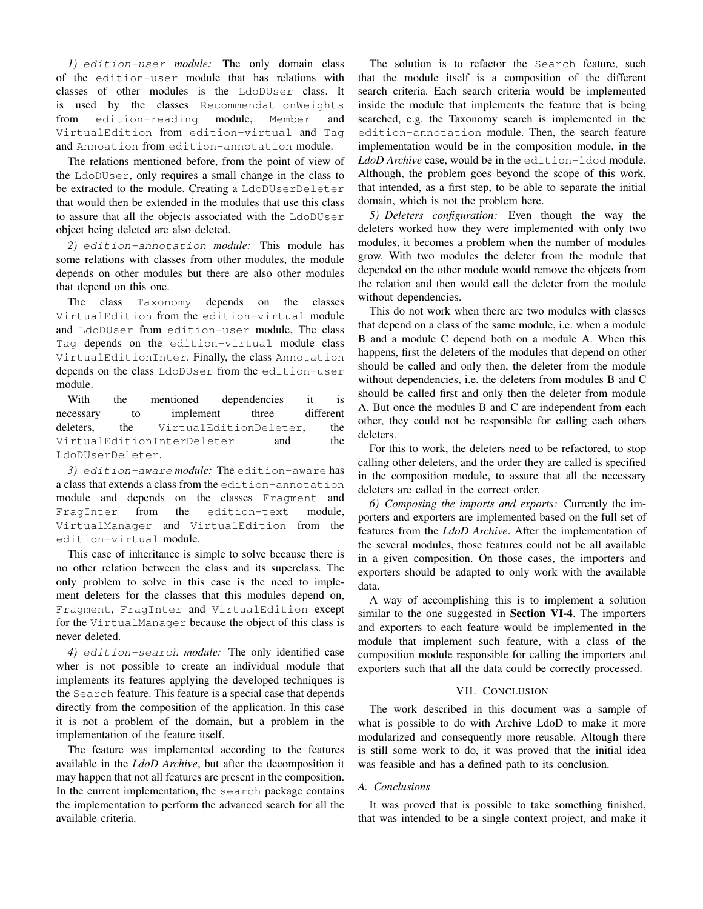*1) `edition-user` module:* The only domain class of the `edition-user` module that has relations with classes of other modules is the `LdoDUser` class. It is used by the classes `RecommendationWeights` from `edition-reading` module, `Member` and `VirtualEdition` from `edition-virtual` and `Tag` and `Annoation` from `edition-annotation` module.

The relations mentioned before, from the point of view of the `LdoDUser`, only requires a small change in the class to be extracted to the module. Creating a `LdoDUserDeleter` that would then be extended in the modules that use this class to assure that all the objects associated with the `LdoDUser` object being deleted are also deleted.

*2) `edition-annotation` module:* This module has some relations with classes from other modules, the module depends on other modules but there are also other modules that depend on this one.

The class `Taxonomy` depends on the classes `VirtualEdition` from the `edition-virtual` module and `LdoDUser` from `edition-user` module. The class `Tag` depends on the `edition-virtual` module class `VirtualEditionInter`. Finally, the class `Annotation` depends on the class `LdoDUser` from the `edition-user` module.

With the mentioned dependencies it is necessary to implement three different deleters, the `VirtualEditionDeleter`, the `VirtualEditionInterDeleter` and the `LdoDUserDeleter`.

*3) `edition-aware` module:* The `edition-aware` has a class that extends a class from the `edition-annotation` module and depends on the classes `Fragment` and `FragInter` from the `edition-text` module, `VirtualManager` and `VirtualEdition` from the `edition-virtual` module.

This case of inheritance is simple to solve because there is no other relation between the class and its superclass. The only problem to solve in this case is the need to implement deleters for the classes that this modules depend on, `Fragment`, `FragInter` and `VirtualEdition` except for the `VirtualManager` because the object of this class is never deleted.

*4) `edition-search` module:* The only identified case wher is not possible to create an individual module that implements its features applying the developed techniques is the `Search` feature. This feature is a special case that depends directly from the composition of the application. In this case it is not a problem of the domain, but a problem in the implementation of the feature itself.

The feature was implemented according to the features available in the *LdoD Archive*, but after the decomposition it may happen that not all features are present in the composition. In the current implementation, the `search` package contains the implementation to perform the advanced search for all the available criteria.

The solution is to refactor the `Search` feature, such that the module itself is a composition of the different search criteria. Each search criteria would be implemented inside the module that implements the feature that is being searched, e.g. the Taxonomy search is implemented in the `edition-annotation` module. Then, the search feature implementation would be in the composition module, in the *LdoD Archive* case, would be in the `edition-ldod` module. Although, the problem goes beyond the scope of this work, that intended, as a first step, to be able to separate the initial domain, which is not the problem here.

*5) Deleters configuration:* Even though the way the deleters worked how they were implemented with only two modules, it becomes a problem when the number of modules grow. With two modules the deleter from the module that depended on the other module would remove the objects from the relation and then would call the deleter from the module without dependencies.

This do not work when there are two modules with classes that depend on a class of the same module, i.e. when a module B and a module C depend both on a module A. When this happens, first the deleters of the modules that depend on other should be called and only then, the deleter from the module without dependencies, i.e. the deleters from modules B and C should be called first and only then the deleter from module A. But once the modules B and C are independent from each other, they could not be responsible for calling each others deleters.

For this to work, the deleters need to be refactored, to stop calling other deleters, and the order they are called is specified in the composition module, to assure that all the necessary deleters are called in the correct order.

*6) Composing the imports and exports:* Currently the importers and exporters are implemented based on the full set of features from the *LdoD Archive*. After the implementation of the several modules, those features could not be all available in a given composition. On those cases, the importers and exporters should be adapted to only work with the available data.

A way of accomplishing this is to implement a solution similar to the one suggested in **Section VI-4**. The importers and exporters to each feature would be implemented in the module that implement such feature, with a class of the composition module responsible for calling the importers and exporters such that all the data could be correctly processed.

## VII. Conclusion

The work described in this document was a sample of what is possible to do with Archive LdoD to make it more modularized and consequently more reusable. Altough there is still some work to do, it was proved that the initial idea was feasible and has a defined path to its conclusion.

### A. Conclusions

It was proved that is possible to take something finished, that was intended to be a single context project, and make it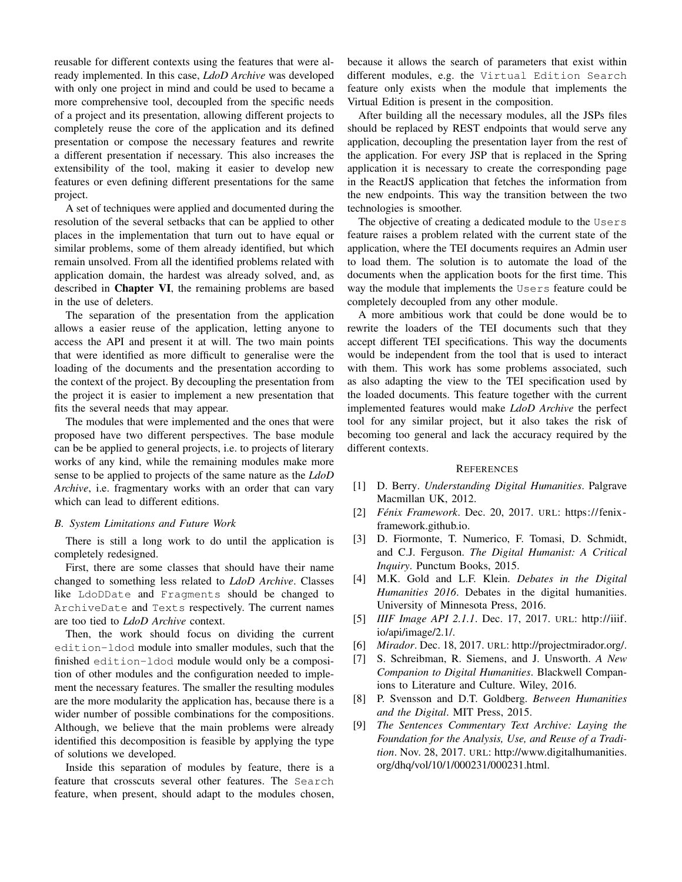reusable for different contexts using the features that were already implemented. In this case, *LdoD Archive* was developed with only one project in mind and could be used to became a more comprehensive tool, decoupled from the specific needs of a project and its presentation, allowing different projects to completely reuse the core of the application and its defined presentation or compose the necessary features and rewrite a different presentation if necessary. This also increases the extensibility of the tool, making it easier to develop new features or even defining different presentations for the same project.

A set of techniques were applied and documented during the resolution of the several setbacks that can be applied to other places in the implementation that turn out to have equal or similar problems, some of them already identified, but which remain unsolved. From all the identified problems related with application domain, the hardest was already solved, and, as described in **Chapter VI**, the remaining problems are based in the use of deleters.

The separation of the presentation from the application allows a easier reuse of the application, letting anyone to access the API and present it at will. The two main points that were identified as more difficult to generalise were the loading of the documents and the presentation according to the context of the project. By decoupling the presentation from the project it is easier to implement a new presentation that fits the several needs that may appear.

The modules that were implemented and the ones that were proposed have two different perspectives. The base module can be be applied to general projects, i.e. to projects of literary works of any kind, while the remaining modules make more sense to be applied to projects of the same nature as the *LdoD Archive*, i.e. fragmentary works with an order that can vary which can lead to different editions.

### B. System Limitations and Future Work

There is still a long work to do until the application is completely redesigned.

First, there are some classes that should have their name changed to something less related to *LdoD Archive*. Classes like `LdoDDate` and `Fragments` should be changed to `ArchiveDate` and `Texts` respectively. The current names are too tied to *LdoD Archive* context.

Then, the work should focus on dividing the current `edition-ldod` module into smaller modules, such that the finished `edition-ldod` module would only be a composition of other modules and the configuration needed to implement the necessary features. The smaller the resulting modules are the more modularity the application has, because there is a wider number of possible combinations for the compositions. Although, we believe that the main problems were already identified this decomposition is feasible by applying the type of solutions we developed.

Inside this separation of modules by feature, there is a feature that crosscuts several other features. The `Search` feature, when present, should adapt to the modules chosen, because it allows the search of parameters that exist within different modules, e.g. the `Virtual Edition Search` feature only exists when the module that implements the Virtual Edition is present in the composition.

After building all the necessary modules, all the JSPs files should be replaced by REST endpoints that would serve any application, decoupling the presentation layer from the rest of the application. For every JSP that is replaced in the Spring application it is necessary to create the corresponding page in the ReactJS application that fetches the information from the new endpoints. This way the transition between the two technologies is smoother.

The objective of creating a dedicated module to the `Users` feature raises a problem related with the current state of the application, where the TEI documents requires an Admin user to load them. The solution is to automate the load of the documents when the application boots for the first time. This way the module that implements the `Users` feature could be completely decoupled from any other module.

A more ambitious work that could be done would be to rewrite the loaders of the TEI documents such that they accept different TEI specifications. This way the documents would be independent from the tool that is used to interact with them. This work has some problems associated, such as also adapting the view to the TEI specification used by the loaded documents. This feature together with the current implemented features would make *LdoD Archive* the perfect tool for any similar project, but it also takes the risk of becoming too general and lack the accuracy required by the different contexts.

## References

[1] D. Berry. *Understanding Digital Humanities*. Palgrave Macmillan UK, 2012.

[2] *Fénix Framework*. Dec. 20, 2017. URL: https://fenix-framework.github.io.

[3] D. Fiormonte, T. Numerico, F. Tomasi, D. Schmidt, and C.J. Ferguson. *The Digital Humanist: A Critical Inquiry*. Punctum Books, 2015.

[4] M.K. Gold and L.F. Klein. *Debates in the Digital Humanities 2016*. Debates in the digital humanities. University of Minnesota Press, 2016.

[5] *IIIF Image API 2.1.1*. Dec. 17, 2017. URL: http://iiif.io/api/image/2.1/.

[6] *Mirador*. Dec. 18, 2017. URL: http://projectmirador.org/.

[7] S. Schreibman, R. Siemens, and J. Unsworth. *A New Companion to Digital Humanities*. Blackwell Companions to Literature and Culture. Wiley, 2016.

[8] P. Svensson and D.T. Goldberg. *Between Humanities and the Digital*. MIT Press, 2015.

[9] *The Sentences Commentary Text Archive: Laying the Foundation for the Analysis, Use, and Reuse of a Tradition*. Nov. 28, 2017. URL: http://www.digitalhumanities.org/dhq/vol/10/1/000231/000231.html.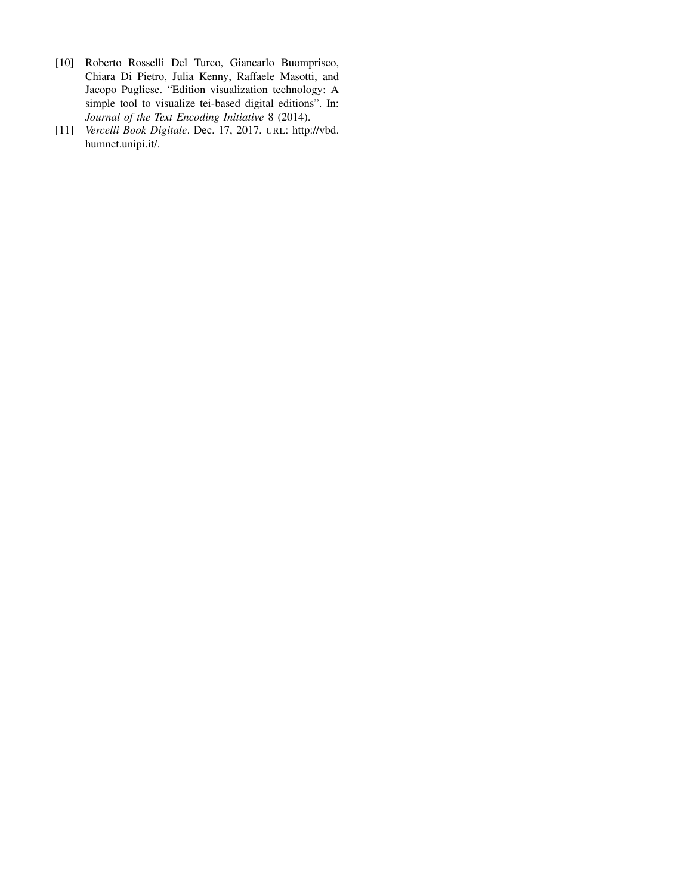[10] Roberto Rosselli Del Turco, Giancarlo Buomprisco, Chiara Di Pietro, Julia Kenny, Raffaele Masotti, and Jacopo Pugliese. "Edition visualization technology: A simple tool to visualize tei-based digital editions". In: *Journal of the Text Encoding Initiative* 8 (2014).

[11] *Vercelli Book Digitale*. Dec. 17, 2017. URL: http://vbd.humnet.unipi.it/.